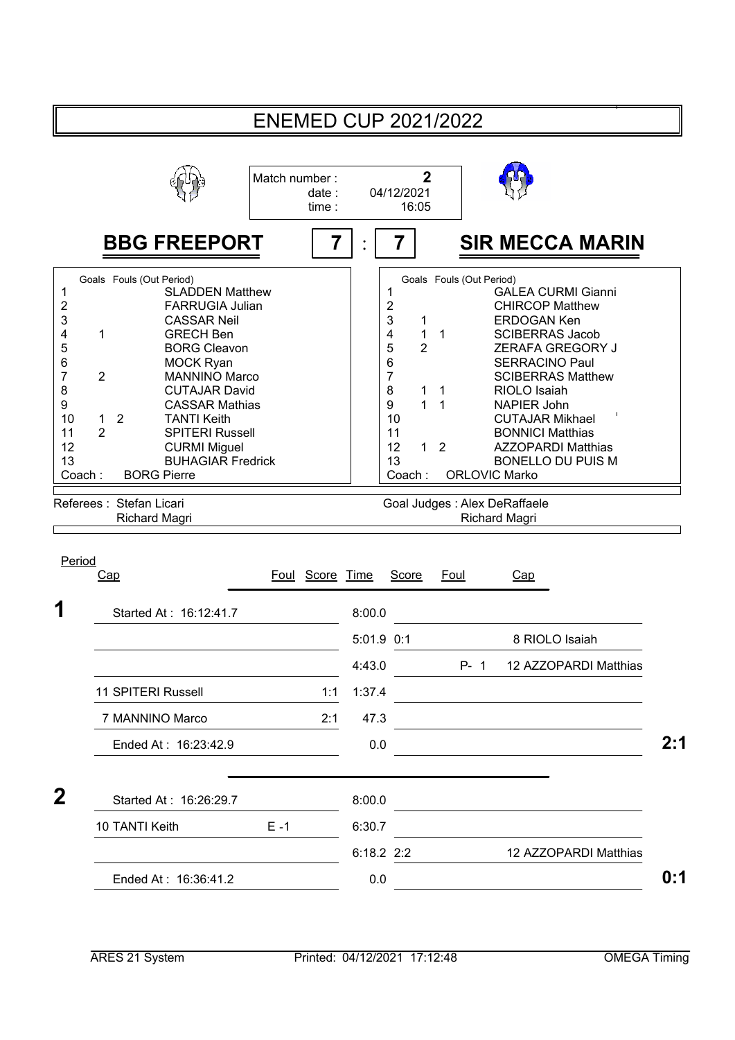# ENEMED CUP 2021/2022

| Match number : | 2 |
|---|---|
| date : | 04/12/2021 |
| time : | 16:05 |

## BBG FREEPORT 7 : 7 SIR MECCA MARIN

| # | Goals | Fouls (Out Period) | BBG FREEPORT |
|---|---|---|---|
| 1 | | | SLADDEN Matthew |
| 2 | | | FARRUGIA Julian |
| 3 | | | CASSAR Neil |
| 4 | 1 | | GRECH Ben |
| 5 | | | BORG Cleavon |
| 6 | | | MOCK Ryan |
| 7 | 2 | | MANNINO Marco |
| 8 | | | CUTAJAR David |
| 9 | | | CASSAR Mathias |
| 10 | 1 | 2 | TANTI Keith |
| 11 | 2 | | SPITERI Russell |
| 12 | | | CURMI Miguel |
| 13 | | | BUHAGIAR Fredrick |
| Coach : | | | BORG Pierre |

| # | Goals | Fouls (Out Period) | SIR MECCA MARIN |
|---|---|---|---|
| 1 | | | GALEA CURMI Gianni |
| 2 | | | CHIRCOP Matthew |
| 3 | 1 | | ERDOGAN Ken |
| 4 | 1 | 1 | SCIBERRAS Jacob |
| 5 | 2 | | ZERAFA GREGORY J |
| 6 | | | SERRACINO Paul |
| 7 | | | SCIBERRAS Matthew |
| 8 | 1 | 1 | RIOLO Isaiah |
| 9 | 1 | 1 | NAPIER John |
| 10 | | | CUTAJAR Mikhael |
| 11 | | | BONNICI Matthias |
| 12 | 1 | 2 | AZZOPARDI Matthias |
| 13 | | | BONELLO DU PUIS M |
| Coach : | | | ORLOVIC Marko |

Referees : Stefan Licari, Richard Magri

Goal Judges : Alex DeRaffaele, Richard Magri

| Period | Cap | Foul | Score | Time | Score | Foul | Cap | |
|---|---|---|---|---|---|---|---|---|
| 1 | Started At : 16:12:41.7 | | | 8:00.0 | | | | |
| | | | | 5:01.9 | 0:1 | | 8 RIOLO Isaiah | |
| | | | | 4:43.0 | | P- 1 | 12 AZZOPARDI Matthias | |
| | 11 SPITERI Russell | | 1:1 | 1:37.4 | | | | |
| | 7 MANNINO Marco | | 2:1 | 47.3 | | | | |
| | Ended At : 16:23:42.9 | | | 0.0 | | | | 2:1 |
| 2 | Started At : 16:26:29.7 | | | 8:00.0 | | | | |
| | 10 TANTI Keith | E -1 | | 6:30.7 | | | | |
| | | | | 6:18.2 | 2:2 | | 12 AZZOPARDI Matthias | |
| | Ended At : 16:36:41.2 | | | 0.0 | | | | 0:1 |

ARES 21 System — Printed: 04/12/2021 17:12:48 — OMEGA Timing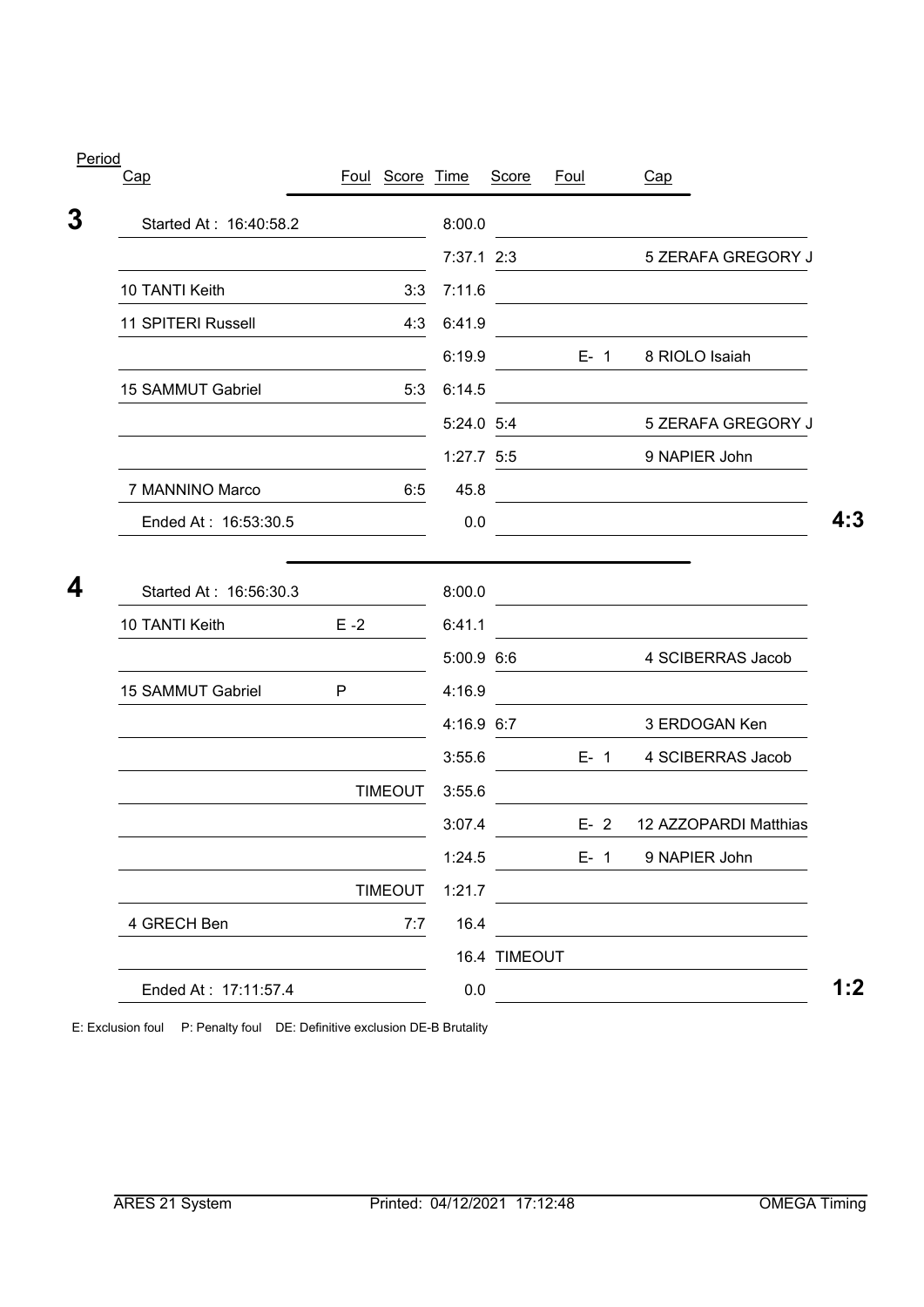| Period | Cap | Foul | Score | Time | Score | Foul | Cap | |
|---|---|---|---|---|---|---|---|---|
| **3** | Started At : 16:40:58.2 | | | 8:00.0 | | | | |
| | | | | 7:37.1 | 2:3 | | 5 ZERAFA GREGORY J | |
| | 10 TANTI Keith | | 3:3 | 7:11.6 | | | | |
| | 11 SPITERI Russell | | 4:3 | 6:41.9 | | | | |
| | | | | 6:19.9 | | E- 1 | 8 RIOLO Isaiah | |
| | 15 SAMMUT Gabriel | | 5:3 | 6:14.5 | | | | |
| | | | | 5:24.0 | 5:4 | | 5 ZERAFA GREGORY J | |
| | | | | 1:27.7 | 5:5 | | 9 NAPIER John | |
| | 7 MANNINO Marco | | 6:5 | 45.8 | | | | |
| | Ended At : 16:53:30.5 | | | 0.0 | | | | **4:3** |
| **4** | Started At : 16:56:30.3 | | | 8:00.0 | | | | |
| | 10 TANTI Keith | E -2 | | 6:41.1 | | | | |
| | | | | 5:00.9 | 6:6 | | 4 SCIBERRAS Jacob | |
| | 15 SAMMUT Gabriel | P | | 4:16.9 | | | | |
| | | | | 4:16.9 | 6:7 | | 3 ERDOGAN Ken | |
| | | | | 3:55.6 | | E- 1 | 4 SCIBERRAS Jacob | |
| | | | TIMEOUT | 3:55.6 | | | | |
| | | | | 3:07.4 | | E- 2 | 12 AZZOPARDI Matthias | |
| | | | | 1:24.5 | | E- 1 | 9 NAPIER John | |
| | | | TIMEOUT | 1:21.7 | | | | |
| | 4 GRECH Ben | | 7:7 | 16.4 | | | | |
| | | | | 16.4 | TIMEOUT | | | |
| | Ended At : 17:11:57.4 | | | 0.0 | | | | **1:2** |

E: Exclusion foul P: Penalty foul DE: Definitive exclusion DE-B Brutality

ARES 21 System Printed: 04/12/2021 17:12:48 OMEGA Timing